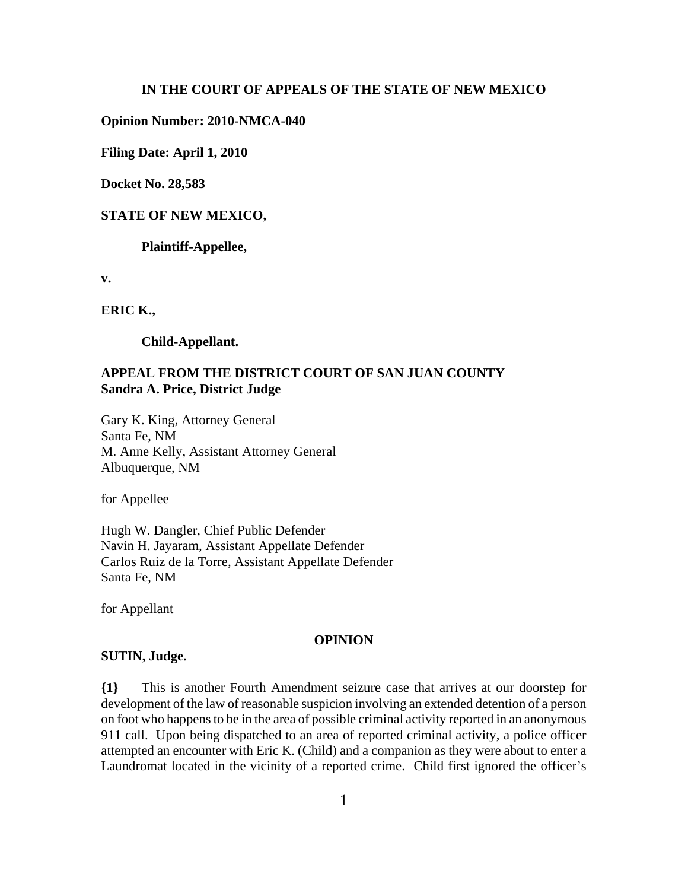**IN THE COURT OF APPEALS OF THE STATE OF NEW MEXICO**

**Opinion Number: 2010-NMCA-040**

**Filing Date: April 1, 2010**

**Docket No. 28,583**

**STATE OF NEW MEXICO,**

**Plaintiff-Appellee,**

**v.**

**ERIC K.,**

**Child-Appellant.**

**APPEAL FROM THE DISTRICT COURT OF SAN JUAN COUNTY**
**Sandra A. Price, District Judge**

Gary K. King, Attorney General
Santa Fe, NM
M. Anne Kelly, Assistant Attorney General
Albuquerque, NM

for Appellee

Hugh W. Dangler, Chief Public Defender
Navin H. Jayaram, Assistant Appellate Defender
Carlos Ruiz de la Torre, Assistant Appellate Defender
Santa Fe, NM

for Appellant

**OPINION**

**SUTIN, Judge.**

**{1}** This is another Fourth Amendment seizure case that arrives at our doorstep for development of the law of reasonable suspicion involving an extended detention of a person on foot who happens to be in the area of possible criminal activity reported in an anonymous 911 call. Upon being dispatched to an area of reported criminal activity, a police officer attempted an encounter with Eric K. (Child) and a companion as they were about to enter a Laundromat located in the vicinity of a reported crime. Child first ignored the officer's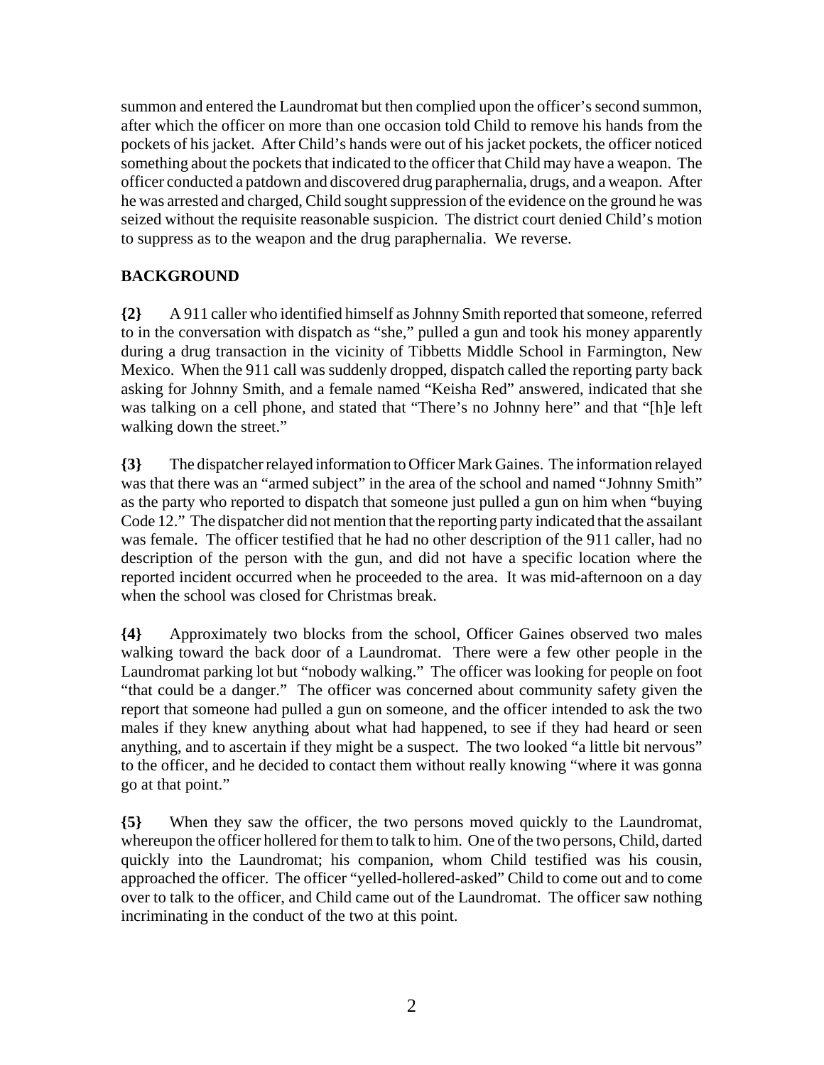summon and entered the Laundromat but then complied upon the officer's second summon, after which the officer on more than one occasion told Child to remove his hands from the pockets of his jacket. After Child's hands were out of his jacket pockets, the officer noticed something about the pockets that indicated to the officer that Child may have a weapon. The officer conducted a patdown and discovered drug paraphernalia, drugs, and a weapon. After he was arrested and charged, Child sought suppression of the evidence on the ground he was seized without the requisite reasonable suspicion. The district court denied Child's motion to suppress as to the weapon and the drug paraphernalia. We reverse.

## BACKGROUND

**{2}** A 911 caller who identified himself as Johnny Smith reported that someone, referred to in the conversation with dispatch as "she," pulled a gun and took his money apparently during a drug transaction in the vicinity of Tibbetts Middle School in Farmington, New Mexico. When the 911 call was suddenly dropped, dispatch called the reporting party back asking for Johnny Smith, and a female named "Keisha Red" answered, indicated that she was talking on a cell phone, and stated that "There's no Johnny here" and that "[h]e left walking down the street."

**{3}** The dispatcher relayed information to Officer Mark Gaines. The information relayed was that there was an "armed subject" in the area of the school and named "Johnny Smith" as the party who reported to dispatch that someone just pulled a gun on him when "buying Code 12." The dispatcher did not mention that the reporting party indicated that the assailant was female. The officer testified that he had no other description of the 911 caller, had no description of the person with the gun, and did not have a specific location where the reported incident occurred when he proceeded to the area. It was mid-afternoon on a day when the school was closed for Christmas break.

**{4}** Approximately two blocks from the school, Officer Gaines observed two males walking toward the back door of a Laundromat. There were a few other people in the Laundromat parking lot but "nobody walking." The officer was looking for people on foot "that could be a danger." The officer was concerned about community safety given the report that someone had pulled a gun on someone, and the officer intended to ask the two males if they knew anything about what had happened, to see if they had heard or seen anything, and to ascertain if they might be a suspect. The two looked "a little bit nervous" to the officer, and he decided to contact them without really knowing "where it was gonna go at that point."

**{5}** When they saw the officer, the two persons moved quickly to the Laundromat, whereupon the officer hollered for them to talk to him. One of the two persons, Child, darted quickly into the Laundromat; his companion, whom Child testified was his cousin, approached the officer. The officer "yelled-hollered-asked" Child to come out and to come over to talk to the officer, and Child came out of the Laundromat. The officer saw nothing incriminating in the conduct of the two at this point.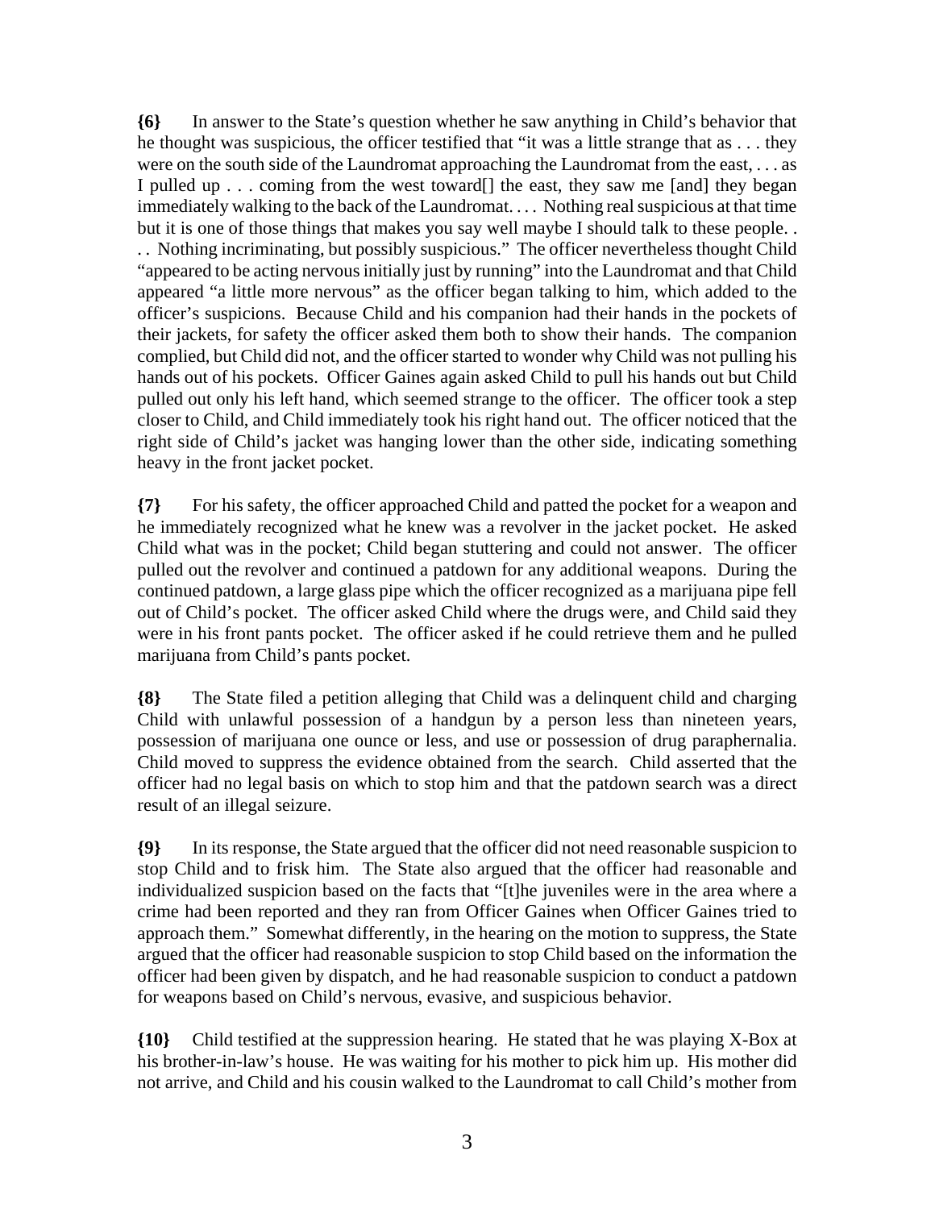**{6}** In answer to the State's question whether he saw anything in Child's behavior that he thought was suspicious, the officer testified that "it was a little strange that as . . . they were on the south side of the Laundromat approaching the Laundromat from the east, . . . as I pulled up . . . coming from the west toward[] the east, they saw me [and] they began immediately walking to the back of the Laundromat. . . . Nothing real suspicious at that time but it is one of those things that makes you say well maybe I should talk to these people. . . . Nothing incriminating, but possibly suspicious." The officer nevertheless thought Child "appeared to be acting nervous initially just by running" into the Laundromat and that Child appeared "a little more nervous" as the officer began talking to him, which added to the officer's suspicions. Because Child and his companion had their hands in the pockets of their jackets, for safety the officer asked them both to show their hands. The companion complied, but Child did not, and the officer started to wonder why Child was not pulling his hands out of his pockets. Officer Gaines again asked Child to pull his hands out but Child pulled out only his left hand, which seemed strange to the officer. The officer took a step closer to Child, and Child immediately took his right hand out. The officer noticed that the right side of Child's jacket was hanging lower than the other side, indicating something heavy in the front jacket pocket.

**{7}** For his safety, the officer approached Child and patted the pocket for a weapon and he immediately recognized what he knew was a revolver in the jacket pocket. He asked Child what was in the pocket; Child began stuttering and could not answer. The officer pulled out the revolver and continued a patdown for any additional weapons. During the continued patdown, a large glass pipe which the officer recognized as a marijuana pipe fell out of Child's pocket. The officer asked Child where the drugs were, and Child said they were in his front pants pocket. The officer asked if he could retrieve them and he pulled marijuana from Child's pants pocket.

**{8}** The State filed a petition alleging that Child was a delinquent child and charging Child with unlawful possession of a handgun by a person less than nineteen years, possession of marijuana one ounce or less, and use or possession of drug paraphernalia. Child moved to suppress the evidence obtained from the search. Child asserted that the officer had no legal basis on which to stop him and that the patdown search was a direct result of an illegal seizure.

**{9}** In its response, the State argued that the officer did not need reasonable suspicion to stop Child and to frisk him. The State also argued that the officer had reasonable and individualized suspicion based on the facts that "[t]he juveniles were in the area where a crime had been reported and they ran from Officer Gaines when Officer Gaines tried to approach them." Somewhat differently, in the hearing on the motion to suppress, the State argued that the officer had reasonable suspicion to stop Child based on the information the officer had been given by dispatch, and he had reasonable suspicion to conduct a patdown for weapons based on Child's nervous, evasive, and suspicious behavior.

**{10}** Child testified at the suppression hearing. He stated that he was playing X-Box at his brother-in-law's house. He was waiting for his mother to pick him up. His mother did not arrive, and Child and his cousin walked to the Laundromat to call Child's mother from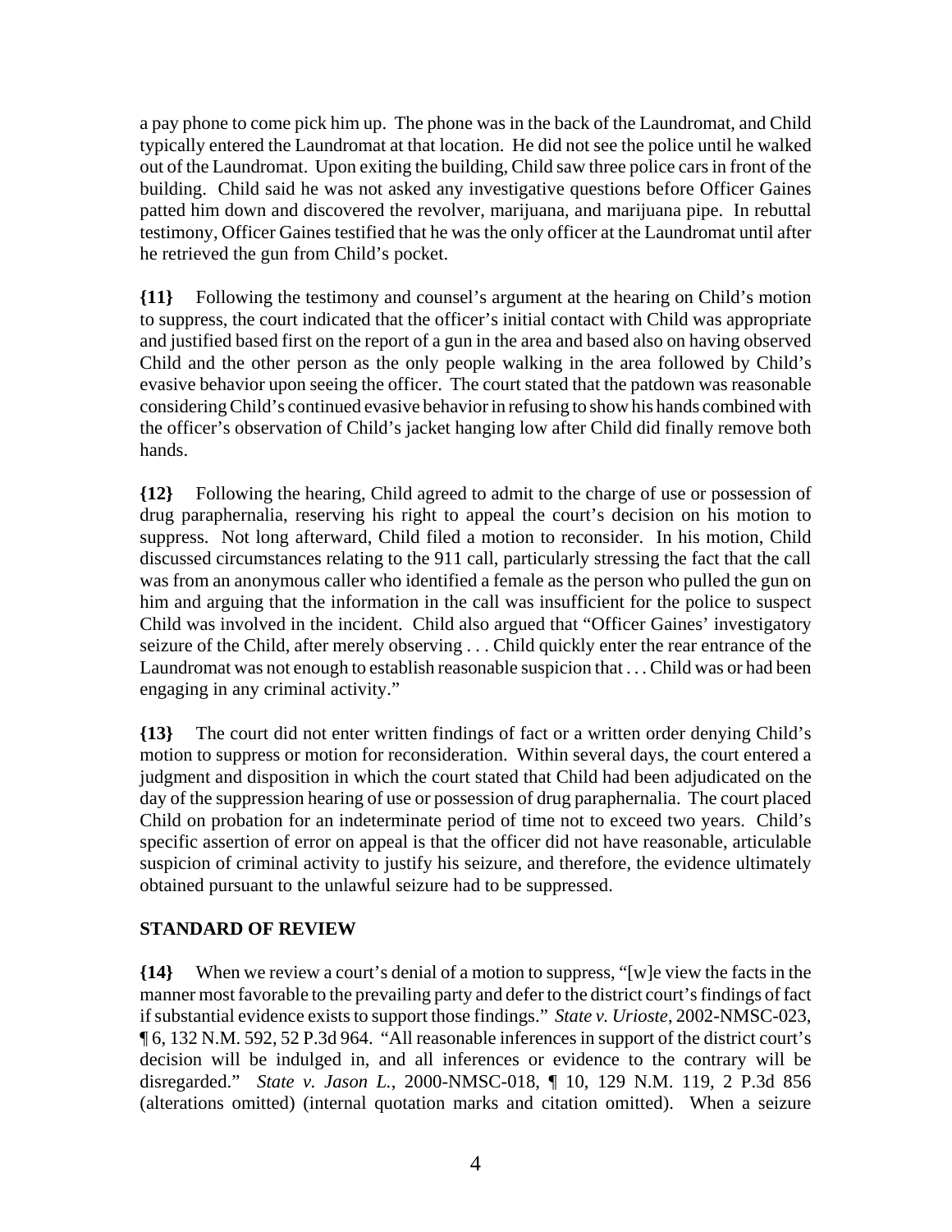a pay phone to come pick him up. The phone was in the back of the Laundromat, and Child typically entered the Laundromat at that location. He did not see the police until he walked out of the Laundromat. Upon exiting the building, Child saw three police cars in front of the building. Child said he was not asked any investigative questions before Officer Gaines patted him down and discovered the revolver, marijuana, and marijuana pipe. In rebuttal testimony, Officer Gaines testified that he was the only officer at the Laundromat until after he retrieved the gun from Child's pocket.

**{11}** Following the testimony and counsel's argument at the hearing on Child's motion to suppress, the court indicated that the officer's initial contact with Child was appropriate and justified based first on the report of a gun in the area and based also on having observed Child and the other person as the only people walking in the area followed by Child's evasive behavior upon seeing the officer. The court stated that the patdown was reasonable considering Child's continued evasive behavior in refusing to show his hands combined with the officer's observation of Child's jacket hanging low after Child did finally remove both hands.

**{12}** Following the hearing, Child agreed to admit to the charge of use or possession of drug paraphernalia, reserving his right to appeal the court's decision on his motion to suppress. Not long afterward, Child filed a motion to reconsider. In his motion, Child discussed circumstances relating to the 911 call, particularly stressing the fact that the call was from an anonymous caller who identified a female as the person who pulled the gun on him and arguing that the information in the call was insufficient for the police to suspect Child was involved in the incident. Child also argued that "Officer Gaines' investigatory seizure of the Child, after merely observing . . . Child quickly enter the rear entrance of the Laundromat was not enough to establish reasonable suspicion that . . . Child was or had been engaging in any criminal activity."

**{13}** The court did not enter written findings of fact or a written order denying Child's motion to suppress or motion for reconsideration. Within several days, the court entered a judgment and disposition in which the court stated that Child had been adjudicated on the day of the suppression hearing of use or possession of drug paraphernalia. The court placed Child on probation for an indeterminate period of time not to exceed two years. Child's specific assertion of error on appeal is that the officer did not have reasonable, articulable suspicion of criminal activity to justify his seizure, and therefore, the evidence ultimately obtained pursuant to the unlawful seizure had to be suppressed.

## STANDARD OF REVIEW

**{14}** When we review a court's denial of a motion to suppress, "[w]e view the facts in the manner most favorable to the prevailing party and defer to the district court's findings of fact if substantial evidence exists to support those findings." *State v. Urioste*, 2002-NMSC-023, ¶ 6, 132 N.M. 592, 52 P.3d 964. "All reasonable inferences in support of the district court's decision will be indulged in, and all inferences or evidence to the contrary will be disregarded." *State v. Jason L.*, 2000-NMSC-018, ¶ 10, 129 N.M. 119, 2 P.3d 856 (alterations omitted) (internal quotation marks and citation omitted). When a seizure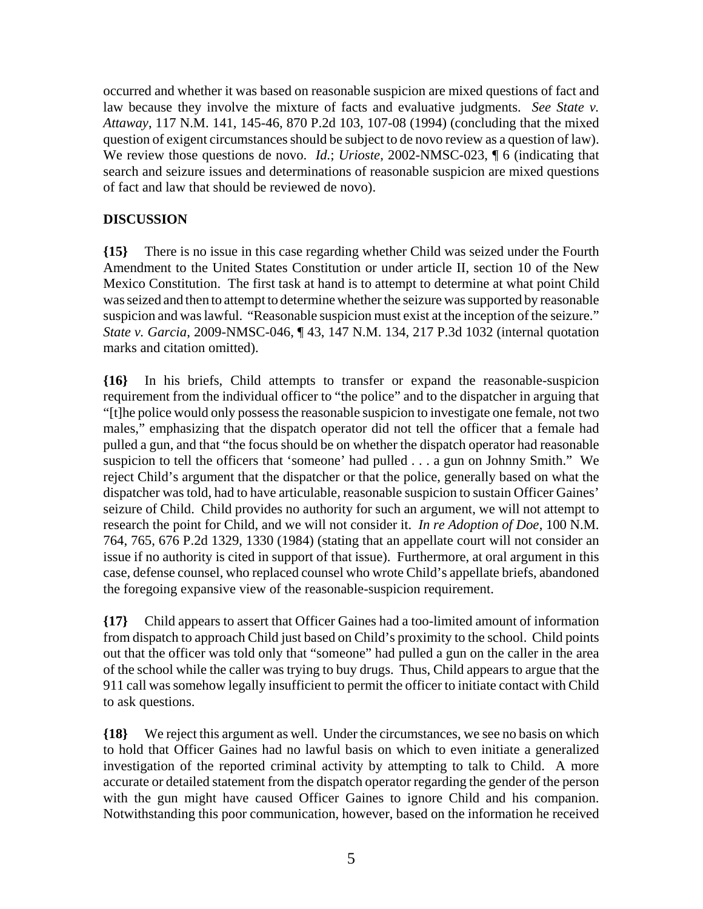occurred and whether it was based on reasonable suspicion are mixed questions of fact and law because they involve the mixture of facts and evaluative judgments. *See State v. Attaway*, 117 N.M. 141, 145-46, 870 P.2d 103, 107-08 (1994) (concluding that the mixed question of exigent circumstances should be subject to de novo review as a question of law). We review those questions de novo. *Id.*; *Urioste*, 2002-NMSC-023, ¶ 6 (indicating that search and seizure issues and determinations of reasonable suspicion are mixed questions of fact and law that should be reviewed de novo).

## DISCUSSION

**{15}** There is no issue in this case regarding whether Child was seized under the Fourth Amendment to the United States Constitution or under article II, section 10 of the New Mexico Constitution. The first task at hand is to attempt to determine at what point Child was seized and then to attempt to determine whether the seizure was supported by reasonable suspicion and was lawful. "Reasonable suspicion must exist at the inception of the seizure." *State v. Garcia*, 2009-NMSC-046, ¶ 43, 147 N.M. 134, 217 P.3d 1032 (internal quotation marks and citation omitted).

**{16}** In his briefs, Child attempts to transfer or expand the reasonable-suspicion requirement from the individual officer to "the police" and to the dispatcher in arguing that "[t]he police would only possess the reasonable suspicion to investigate one female, not two males," emphasizing that the dispatch operator did not tell the officer that a female had pulled a gun, and that "the focus should be on whether the dispatch operator had reasonable suspicion to tell the officers that 'someone' had pulled . . . a gun on Johnny Smith." We reject Child's argument that the dispatcher or that the police, generally based on what the dispatcher was told, had to have articulable, reasonable suspicion to sustain Officer Gaines' seizure of Child. Child provides no authority for such an argument, we will not attempt to research the point for Child, and we will not consider it. *In re Adoption of Doe*, 100 N.M. 764, 765, 676 P.2d 1329, 1330 (1984) (stating that an appellate court will not consider an issue if no authority is cited in support of that issue). Furthermore, at oral argument in this case, defense counsel, who replaced counsel who wrote Child's appellate briefs, abandoned the foregoing expansive view of the reasonable-suspicion requirement.

**{17}** Child appears to assert that Officer Gaines had a too-limited amount of information from dispatch to approach Child just based on Child's proximity to the school. Child points out that the officer was told only that "someone" had pulled a gun on the caller in the area of the school while the caller was trying to buy drugs. Thus, Child appears to argue that the 911 call was somehow legally insufficient to permit the officer to initiate contact with Child to ask questions.

**{18}** We reject this argument as well. Under the circumstances, we see no basis on which to hold that Officer Gaines had no lawful basis on which to even initiate a generalized investigation of the reported criminal activity by attempting to talk to Child. A more accurate or detailed statement from the dispatch operator regarding the gender of the person with the gun might have caused Officer Gaines to ignore Child and his companion. Notwithstanding this poor communication, however, based on the information he received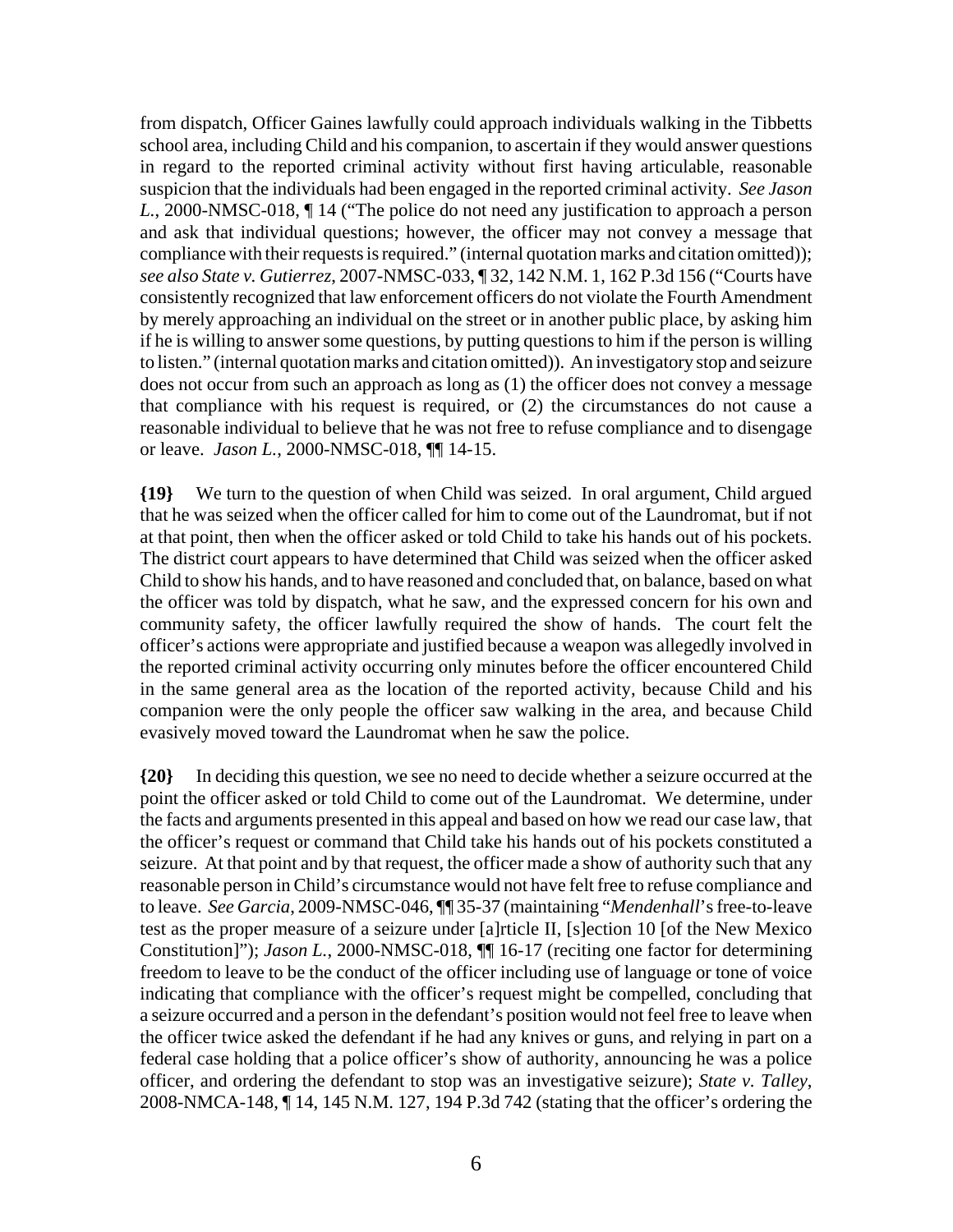from dispatch, Officer Gaines lawfully could approach individuals walking in the Tibbetts school area, including Child and his companion, to ascertain if they would answer questions in regard to the reported criminal activity without first having articulable, reasonable suspicion that the individuals had been engaged in the reported criminal activity. *See Jason L.*, 2000-NMSC-018, ¶ 14 ("The police do not need any justification to approach a person and ask that individual questions; however, the officer may not convey a message that compliance with their requests is required." (internal quotation marks and citation omitted)); *see also State v. Gutierrez*, 2007-NMSC-033, ¶ 32, 142 N.M. 1, 162 P.3d 156 ("Courts have consistently recognized that law enforcement officers do not violate the Fourth Amendment by merely approaching an individual on the street or in another public place, by asking him if he is willing to answer some questions, by putting questions to him if the person is willing to listen." (internal quotation marks and citation omitted)). An investigatory stop and seizure does not occur from such an approach as long as (1) the officer does not convey a message that compliance with his request is required, or (2) the circumstances do not cause a reasonable individual to believe that he was not free to refuse compliance and to disengage or leave. *Jason L.*, 2000-NMSC-018, ¶¶ 14-15.

**{19}** We turn to the question of when Child was seized. In oral argument, Child argued that he was seized when the officer called for him to come out of the Laundromat, but if not at that point, then when the officer asked or told Child to take his hands out of his pockets. The district court appears to have determined that Child was seized when the officer asked Child to show his hands, and to have reasoned and concluded that, on balance, based on what the officer was told by dispatch, what he saw, and the expressed concern for his own and community safety, the officer lawfully required the show of hands. The court felt the officer's actions were appropriate and justified because a weapon was allegedly involved in the reported criminal activity occurring only minutes before the officer encountered Child in the same general area as the location of the reported activity, because Child and his companion were the only people the officer saw walking in the area, and because Child evasively moved toward the Laundromat when he saw the police.

**{20}** In deciding this question, we see no need to decide whether a seizure occurred at the point the officer asked or told Child to come out of the Laundromat. We determine, under the facts and arguments presented in this appeal and based on how we read our case law, that the officer's request or command that Child take his hands out of his pockets constituted a seizure. At that point and by that request, the officer made a show of authority such that any reasonable person in Child's circumstance would not have felt free to refuse compliance and to leave. *See Garcia*, 2009-NMSC-046, ¶¶ 35-37 (maintaining "*Mendenhall*'s free-to-leave test as the proper measure of a seizure under [a]rticle II, [s]ection 10 [of the New Mexico Constitution]"); *Jason L.*, 2000-NMSC-018, ¶¶ 16-17 (reciting one factor for determining freedom to leave to be the conduct of the officer including use of language or tone of voice indicating that compliance with the officer's request might be compelled, concluding that a seizure occurred and a person in the defendant's position would not feel free to leave when the officer twice asked the defendant if he had any knives or guns, and relying in part on a federal case holding that a police officer's show of authority, announcing he was a police officer, and ordering the defendant to stop was an investigative seizure); *State v. Talley*, 2008-NMCA-148, ¶ 14, 145 N.M. 127, 194 P.3d 742 (stating that the officer's ordering the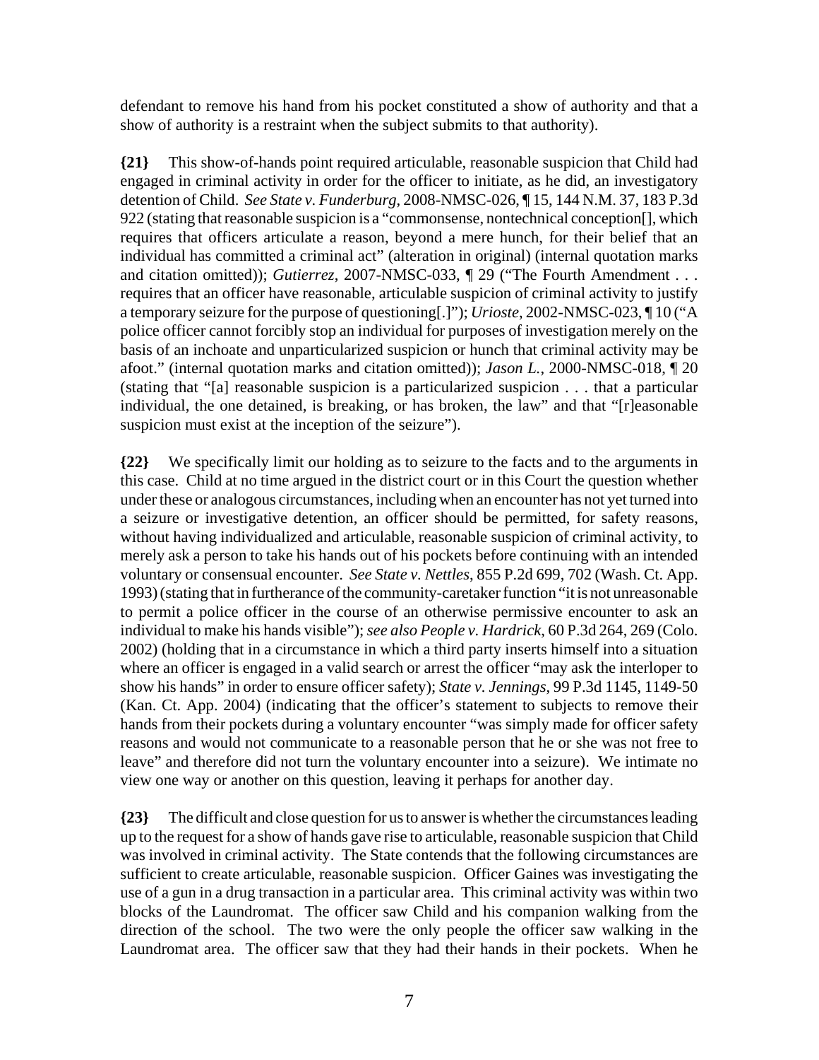defendant to remove his hand from his pocket constituted a show of authority and that a show of authority is a restraint when the subject submits to that authority).

**{21}** This show-of-hands point required articulable, reasonable suspicion that Child had engaged in criminal activity in order for the officer to initiate, as he did, an investigatory detention of Child. *See State v. Funderburg*, 2008-NMSC-026, ¶ 15, 144 N.M. 37, 183 P.3d 922 (stating that reasonable suspicion is a "commonsense, nontechnical conception[], which requires that officers articulate a reason, beyond a mere hunch, for their belief that an individual has committed a criminal act" (alteration in original) (internal quotation marks and citation omitted)); *Gutierrez*, 2007-NMSC-033, ¶ 29 ("The Fourth Amendment . . . requires that an officer have reasonable, articulable suspicion of criminal activity to justify a temporary seizure for the purpose of questioning[.]"); *Urioste*, 2002-NMSC-023, ¶ 10 ("A police officer cannot forcibly stop an individual for purposes of investigation merely on the basis of an inchoate and unparticularized suspicion or hunch that criminal activity may be afoot." (internal quotation marks and citation omitted)); *Jason L.*, 2000-NMSC-018, ¶ 20 (stating that "[a] reasonable suspicion is a particularized suspicion . . . that a particular individual, the one detained, is breaking, or has broken, the law" and that "[r]easonable suspicion must exist at the inception of the seizure").

**{22}** We specifically limit our holding as to seizure to the facts and to the arguments in this case. Child at no time argued in the district court or in this Court the question whether under these or analogous circumstances, including when an encounter has not yet turned into a seizure or investigative detention, an officer should be permitted, for safety reasons, without having individualized and articulable, reasonable suspicion of criminal activity, to merely ask a person to take his hands out of his pockets before continuing with an intended voluntary or consensual encounter. *See State v. Nettles*, 855 P.2d 699, 702 (Wash. Ct. App. 1993) (stating that in furtherance of the community-caretaker function "it is not unreasonable to permit a police officer in the course of an otherwise permissive encounter to ask an individual to make his hands visible"); *see also People v. Hardrick*, 60 P.3d 264, 269 (Colo. 2002) (holding that in a circumstance in which a third party inserts himself into a situation where an officer is engaged in a valid search or arrest the officer "may ask the interloper to show his hands" in order to ensure officer safety); *State v. Jennings*, 99 P.3d 1145, 1149-50 (Kan. Ct. App. 2004) (indicating that the officer's statement to subjects to remove their hands from their pockets during a voluntary encounter "was simply made for officer safety reasons and would not communicate to a reasonable person that he or she was not free to leave" and therefore did not turn the voluntary encounter into a seizure). We intimate no view one way or another on this question, leaving it perhaps for another day.

**{23}** The difficult and close question for us to answer is whether the circumstances leading up to the request for a show of hands gave rise to articulable, reasonable suspicion that Child was involved in criminal activity. The State contends that the following circumstances are sufficient to create articulable, reasonable suspicion. Officer Gaines was investigating the use of a gun in a drug transaction in a particular area. This criminal activity was within two blocks of the Laundromat. The officer saw Child and his companion walking from the direction of the school. The two were the only people the officer saw walking in the Laundromat area. The officer saw that they had their hands in their pockets. When he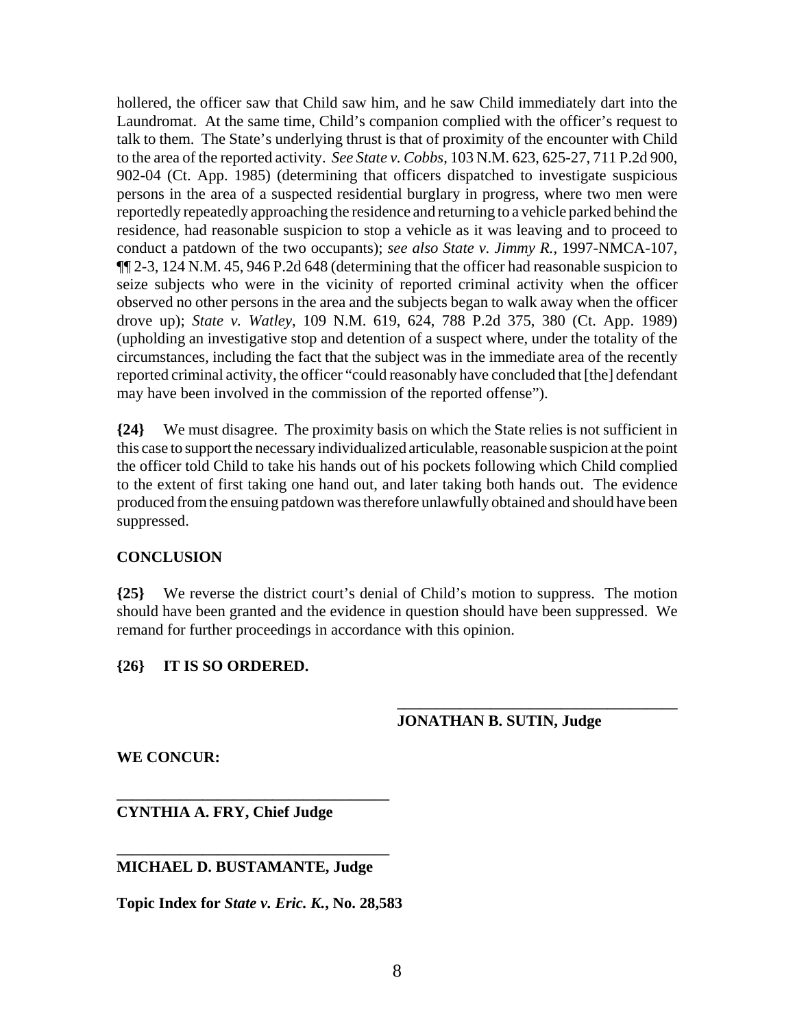hollered, the officer saw that Child saw him, and he saw Child immediately dart into the Laundromat. At the same time, Child's companion complied with the officer's request to talk to them. The State's underlying thrust is that of proximity of the encounter with Child to the area of the reported activity. *See State v. Cobbs*, 103 N.M. 623, 625-27, 711 P.2d 900, 902-04 (Ct. App. 1985) (determining that officers dispatched to investigate suspicious persons in the area of a suspected residential burglary in progress, where two men were reportedly repeatedly approaching the residence and returning to a vehicle parked behind the residence, had reasonable suspicion to stop a vehicle as it was leaving and to proceed to conduct a patdown of the two occupants); *see also State v. Jimmy R.*, 1997-NMCA-107, ¶¶ 2-3, 124 N.M. 45, 946 P.2d 648 (determining that the officer had reasonable suspicion to seize subjects who were in the vicinity of reported criminal activity when the officer observed no other persons in the area and the subjects began to walk away when the officer drove up); *State v. Watley*, 109 N.M. 619, 624, 788 P.2d 375, 380 (Ct. App. 1989) (upholding an investigative stop and detention of a suspect where, under the totality of the circumstances, including the fact that the subject was in the immediate area of the recently reported criminal activity, the officer "could reasonably have concluded that [the] defendant may have been involved in the commission of the reported offense").

**{24}** We must disagree. The proximity basis on which the State relies is not sufficient in this case to support the necessary individualized articulable, reasonable suspicion at the point the officer told Child to take his hands out of his pockets following which Child complied to the extent of first taking one hand out, and later taking both hands out. The evidence produced from the ensuing patdown was therefore unlawfully obtained and should have been suppressed.

## CONCLUSION

**{25}** We reverse the district court's denial of Child's motion to suppress. The motion should have been granted and the evidence in question should have been suppressed. We remand for further proceedings in accordance with this opinion.

**{26} IT IS SO ORDERED.**

\_\_\_\_\_\_\_\_\_\_\_\_\_\_\_\_\_\_\_\_\_\_\_\_\_\_\_\_\_\_\_\_\_\_\_\_

**JONATHAN B. SUTIN, Judge**

**WE CONCUR:**

\_\_\_\_\_\_\_\_\_\_\_\_\_\_\_\_\_\_\_\_\_\_\_\_\_\_\_\_\_\_\_\_\_\_\_\_

**CYNTHIA A. FRY, Chief Judge**

\_\_\_\_\_\_\_\_\_\_\_\_\_\_\_\_\_\_\_\_\_\_\_\_\_\_\_\_\_\_\_\_\_\_\_\_

**MICHAEL D. BUSTAMANTE, Judge**

**Topic Index for *State v. Eric. K.*, No. 28,583**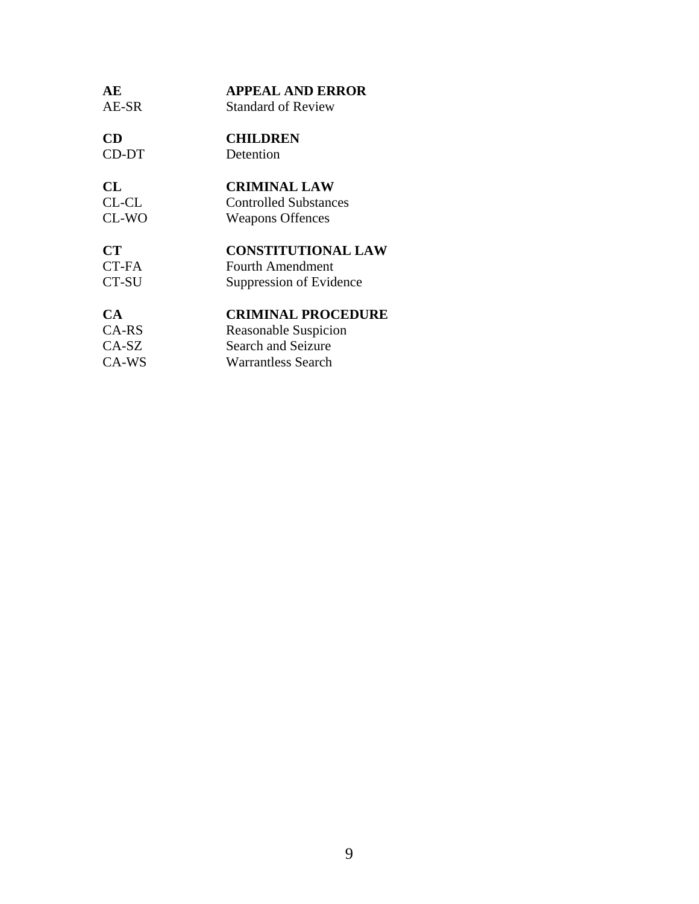| | |
|---|---|
| **AE** | **APPEAL AND ERROR** |
| AE-SR | Standard of Review |
| **CD** | **CHILDREN** |
| CD-DT | Detention |
| **CL** | **CRIMINAL LAW** |
| CL-CL | Controlled Substances |
| CL-WO | Weapons Offences |
| **CT** | **CONSTITUTIONAL LAW** |
| CT-FA | Fourth Amendment |
| CT-SU | Suppression of Evidence |
| **CA** | **CRIMINAL PROCEDURE** |
| CA-RS | Reasonable Suspicion |
| CA-SZ | Search and Seizure |
| CA-WS | Warrantless Search |